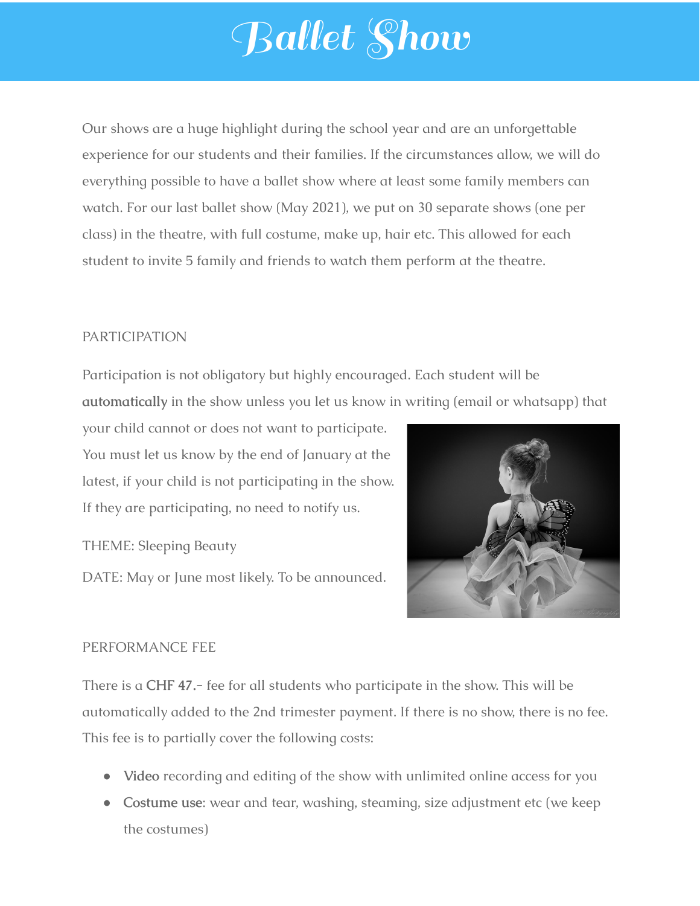# Ballet Show

Our shows are a huge highlight during the school year and are an unforgettable experience for our students and their families. If the circumstances allow, we will do everything possible to have a ballet show where at least some family members can watch. For our last ballet show (May 2021), we put on 30 separate shows (one per class) in the theatre, with full costume, make up, hair etc. This allowed for each student to invite 5 family and friends to watch them perform at the theatre.

## PARTICIPATION

Participation is not obligatory but highly encouraged. Each student will be **automatically** in the show unless you let us know in writing (email or whatsapp) that your child cannot or does not want to participate. You must let us know by the end of January at the latest, if your child is not participating in the show. If they are participating, no need to notify us.

THEME: Sleeping Beauty

DATE: May or June most likely. To be announced.

## PERFORMANCE FEE

There is a **CHF 47.-** fee for all students who participate in the show. This will be automatically added to the 2nd trimester payment. If there is no show, there is no fee. This fee is to partially cover the following costs:

- **Video** recording and editing of the show with unlimited online access for you
- **Costume use**: wear and tear, washing, steaming, size adjustment etc (we keep the costumes)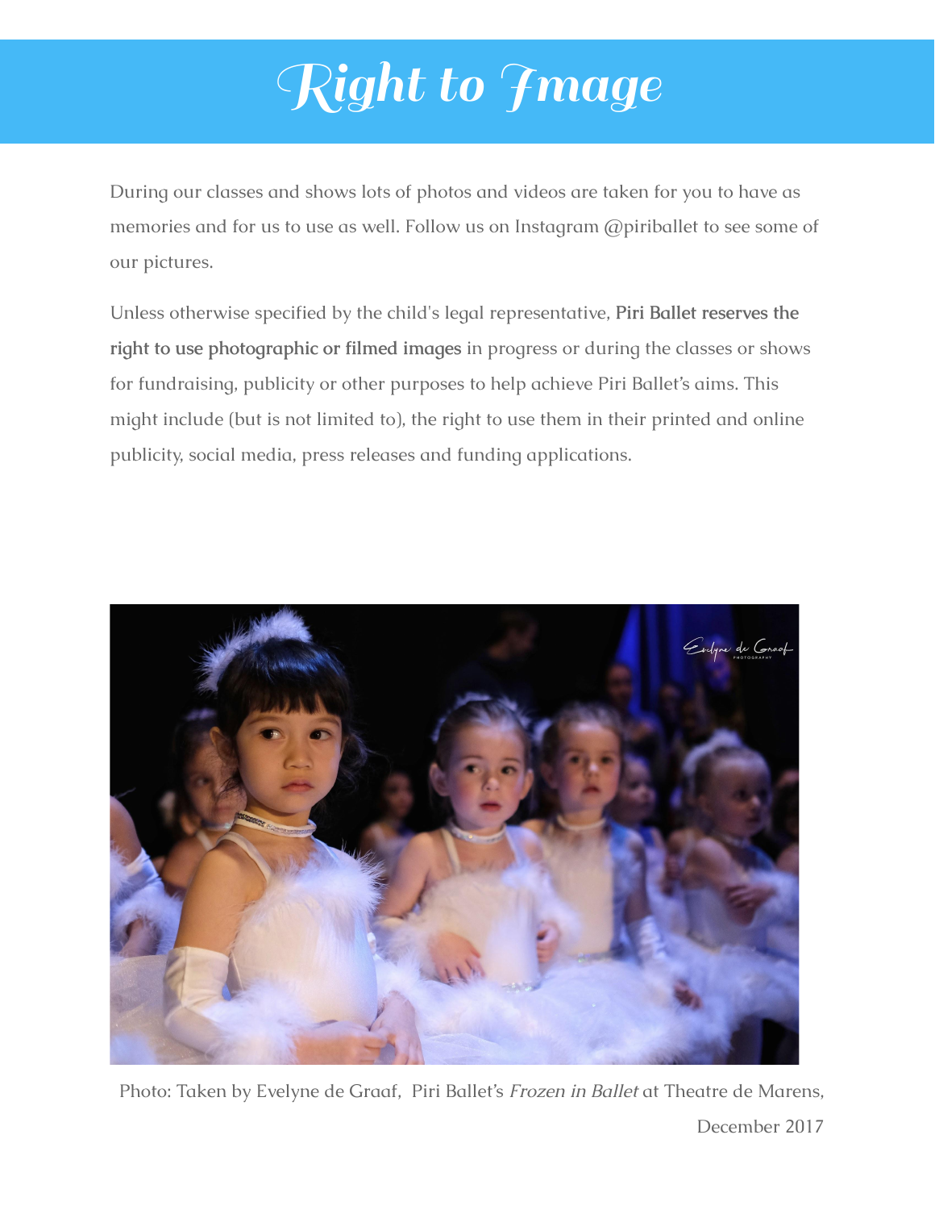# Right to Image

During our classes and shows lots of photos and videos are taken for you to have as memories and for us to use as well. Follow us on Instagram @piriballet to see some of our pictures.

Unless otherwise specified by the child's legal representative, **Piri Ballet reserves the right to use photographic or filmed images** in progress or during the classes or shows for fundraising, publicity or other purposes to help achieve Piri Ballet's aims. This might include (but is not limited to), the right to use them in their printed and online publicity, social media, press releases and funding applications.

Photo: Taken by Evelyne de Graaf, Piri Ballet's *Frozen in Ballet* at Theatre de Marens, December 2017